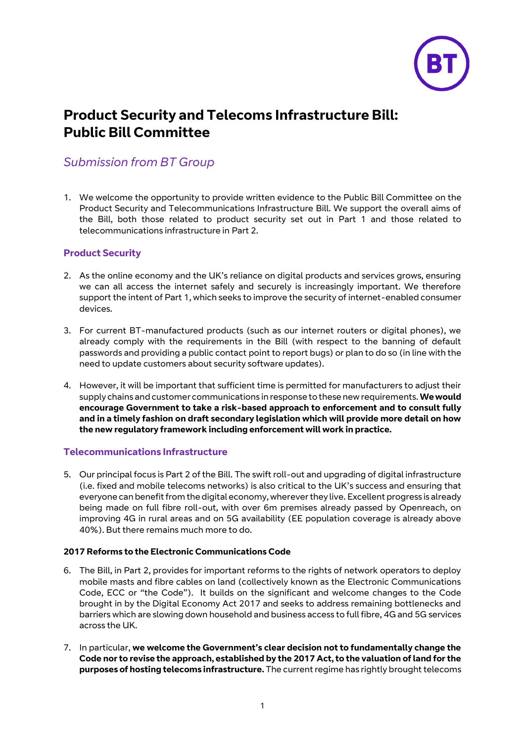# Product Security and Telecoms Infrastructure Bill: Public Bill Committee

## *Submission from BT Group*

1. We welcome the opportunity to provide written evidence to the Public Bill Committee on the Product Security and Telecommunications Infrastructure Bill. We support the overall aims of the Bill, both those related to product security set out in Part 1 and those related to telecommunications infrastructure in Part 2.

### Product Security

2. As the online economy and the UK's reliance on digital products and services grows, ensuring we can all access the internet safely and securely is increasingly important. We therefore support the intent of Part 1, which seeks to improve the security of internet-enabled consumer devices.

3. For current BT-manufactured products (such as our internet routers or digital phones), we already comply with the requirements in the Bill (with respect to the banning of default passwords and providing a public contact point to report bugs) or plan to do so (in line with the need to update customers about security software updates).

4. However, it will be important that sufficient time is permitted for manufacturers to adjust their supply chains and customer communications in response to these new requirements. **We would encourage Government to take a risk-based approach to enforcement and to consult fully and in a timely fashion on draft secondary legislation which will provide more detail on how the new regulatory framework including enforcement will work in practice.**

### Telecommunications Infrastructure

5. Our principal focus is Part 2 of the Bill. The swift roll-out and upgrading of digital infrastructure (i.e. fixed and mobile telecoms networks) is also critical to the UK's success and ensuring that everyone can benefit from the digital economy, wherever they live. Excellent progress is already being made on full fibre roll-out, with over 6m premises already passed by Openreach, on improving 4G in rural areas and on 5G availability (EE population coverage is already above 40%). But there remains much more to do.

#### 2017 Reforms to the Electronic Communications Code

6. The Bill, in Part 2, provides for important reforms to the rights of network operators to deploy mobile masts and fibre cables on land (collectively known as the Electronic Communications Code, ECC or "the Code"). It builds on the significant and welcome changes to the Code brought in by the Digital Economy Act 2017 and seeks to address remaining bottlenecks and barriers which are slowing down household and business access to full fibre, 4G and 5G services across the UK.

7. In particular, **we welcome the Government's clear decision not to fundamentally change the Code nor to revise the approach, established by the 2017 Act, to the valuation of land for the purposes of hosting telecoms infrastructure.** The current regime has rightly brought telecoms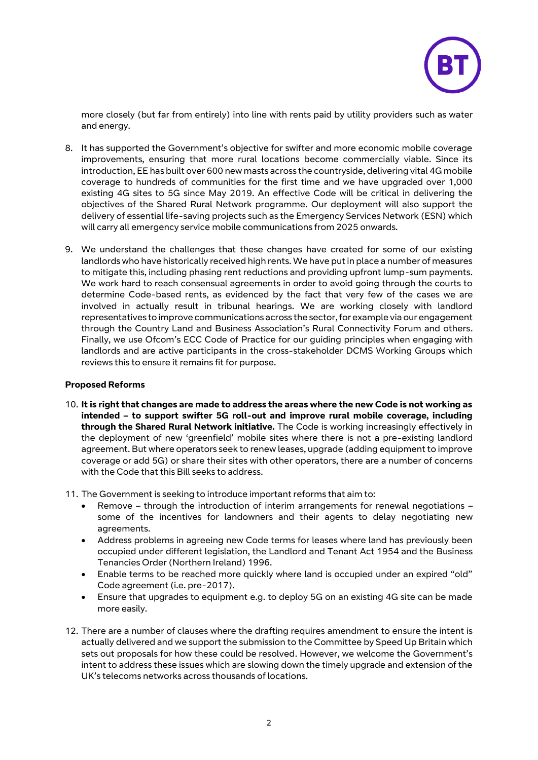more closely (but far from entirely) into line with rents paid by utility providers such as water and energy.

8. It has supported the Government's objective for swifter and more economic mobile coverage improvements, ensuring that more rural locations become commercially viable. Since its introduction, EE has built over 600 new masts across the countryside, delivering vital 4G mobile coverage to hundreds of communities for the first time and we have upgraded over 1,000 existing 4G sites to 5G since May 2019. An effective Code will be critical in delivering the objectives of the Shared Rural Network programme. Our deployment will also support the delivery of essential life-saving projects such as the Emergency Services Network (ESN) which will carry all emergency service mobile communications from 2025 onwards.

9. We understand the challenges that these changes have created for some of our existing landlords who have historically received high rents. We have put in place a number of measures to mitigate this, including phasing rent reductions and providing upfront lump-sum payments. We work hard to reach consensual agreements in order to avoid going through the courts to determine Code-based rents, as evidenced by the fact that very few of the cases we are involved in actually result in tribunal hearings. We are working closely with landlord representatives to improve communications across the sector, for example via our engagement through the Country Land and Business Association's Rural Connectivity Forum and others. Finally, we use Ofcom's ECC Code of Practice for our guiding principles when engaging with landlords and are active participants in the cross-stakeholder DCMS Working Groups which reviews this to ensure it remains fit for purpose.

**Proposed Reforms**

10. **It is right that changes are made to address the areas where the new Code is not working as intended – to support swifter 5G roll-out and improve rural mobile coverage, including through the Shared Rural Network initiative.** The Code is working increasingly effectively in the deployment of new 'greenfield' mobile sites where there is not a pre-existing landlord agreement. But where operators seek to renew leases, upgrade (adding equipment to improve coverage or add 5G) or share their sites with other operators, there are a number of concerns with the Code that this Bill seeks to address.

11. The Government is seeking to introduce important reforms that aim to:
    - Remove – through the introduction of interim arrangements for renewal negotiations – some of the incentives for landowners and their agents to delay negotiating new agreements.
    - Address problems in agreeing new Code terms for leases where land has previously been occupied under different legislation, the Landlord and Tenant Act 1954 and the Business Tenancies Order (Northern Ireland) 1996.
    - Enable terms to be reached more quickly where land is occupied under an expired "old" Code agreement (i.e. pre-2017).
    - Ensure that upgrades to equipment e.g. to deploy 5G on an existing 4G site can be made more easily.

12. There are a number of clauses where the drafting requires amendment to ensure the intent is actually delivered and we support the submission to the Committee by Speed Up Britain which sets out proposals for how these could be resolved. However, we welcome the Government's intent to address these issues which are slowing down the timely upgrade and extension of the UK's telecoms networks across thousands of locations.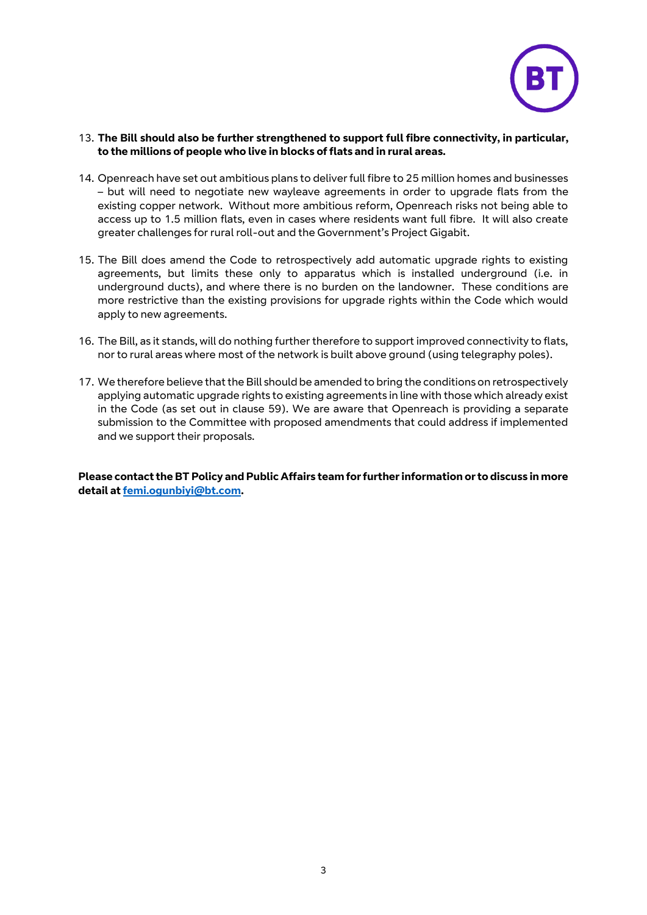13. **The Bill should also be further strengthened to support full fibre connectivity, in particular, to the millions of people who live in blocks of flats and in rural areas.**

14. Openreach have set out ambitious plans to deliver full fibre to 25 million homes and businesses – but will need to negotiate new wayleave agreements in order to upgrade flats from the existing copper network. Without more ambitious reform, Openreach risks not being able to access up to 1.5 million flats, even in cases where residents want full fibre. It will also create greater challenges for rural roll-out and the Government's Project Gigabit.

15. The Bill does amend the Code to retrospectively add automatic upgrade rights to existing agreements, but limits these only to apparatus which is installed underground (i.e. in underground ducts), and where there is no burden on the landowner. These conditions are more restrictive than the existing provisions for upgrade rights within the Code which would apply to new agreements.

16. The Bill, as it stands, will do nothing further therefore to support improved connectivity to flats, nor to rural areas where most of the network is built above ground (using telegraphy poles).

17. We therefore believe that the Bill should be amended to bring the conditions on retrospectively applying automatic upgrade rights to existing agreements in line with those which already exist in the Code (as set out in clause 59). We are aware that Openreach is providing a separate submission to the Committee with proposed amendments that could address if implemented and we support their proposals.

**Please contact the BT Policy and Public Affairs team for further information or to discuss in more detail at [femi.ogunbiyi@bt.com](mailto:femi.ogunbiyi@bt.com).**